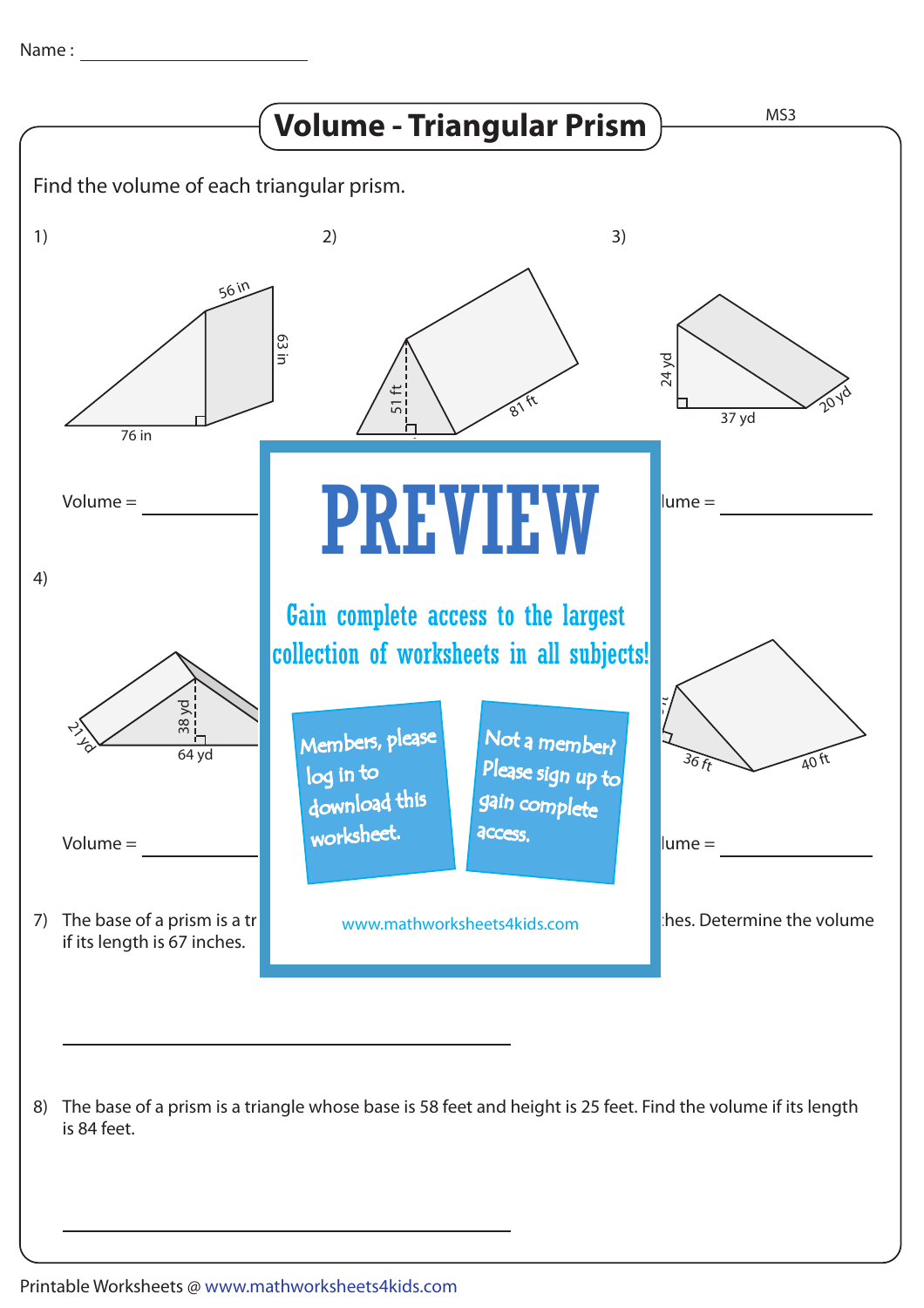Name : ____________________

# Volume - Triangular Prism

MS3

Find the volume of each triangular prism.

1) 56 in, 63 in, 76 in

Volume = ____________

2) 51 ft, 81 ft

3) 24 yd, 37 yd, 20 yd

Volume = ____________

4) 21 yd, 38 yd, 64 yd

Volume = ____________

36 ft, 40 ft

Volume = ____________

**PREVIEW**

Gain complete access to the largest collection of worksheets in all subjects!

Members, please log in to download this worksheet.

Not a member? Please sign up to gain complete access.

www.mathworksheets4kids.com

7) The base of a prism is a tr ... hes. Determine the volume if its length is 67 inches.

______________________________

8) The base of a prism is a triangle whose base is 58 feet and height is 25 feet. Find the volume if its length is 84 feet.

______________________________

Printable Worksheets @ www.mathworksheets4kids.com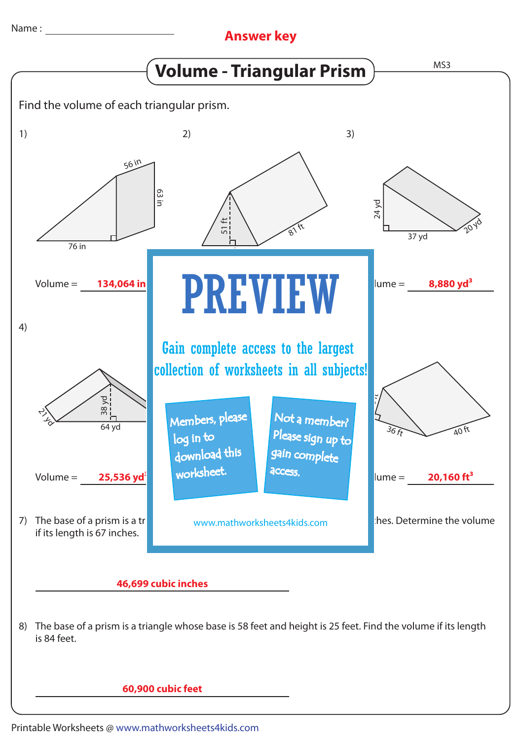Name :

**Answer key**

# Volume - Triangular Prism

MS3

Find the volume of each triangular prism.

1)

56 in
63 in
76 in

Volume = **134,064 in**

2)

51 ft
81 ft

3)

24 yd
37 yd
20 yd

lume = **8,880 $yd^3$**

4)

21 yd
38 yd
64 yd

Volume = **25,536 yd**

36 ft
40 ft

lume = **20,160 $ft^3$**

# PREVIEW

Gain complete access to the largest collection of worksheets in all subjects!

Members, please log in to download this worksheet.

Not a member? Please sign up to gain complete access.

www.mathworksheets4kids.com

7) The base of a prism is a tr … hes. Determine the volume if its length is 67 inches.

**46,699 cubic inches**

8) The base of a prism is a triangle whose base is 58 feet and height is 25 feet. Find the volume if its length is 84 feet.

**60,900 cubic feet**

Printable Worksheets @ www.mathworksheets4kids.com